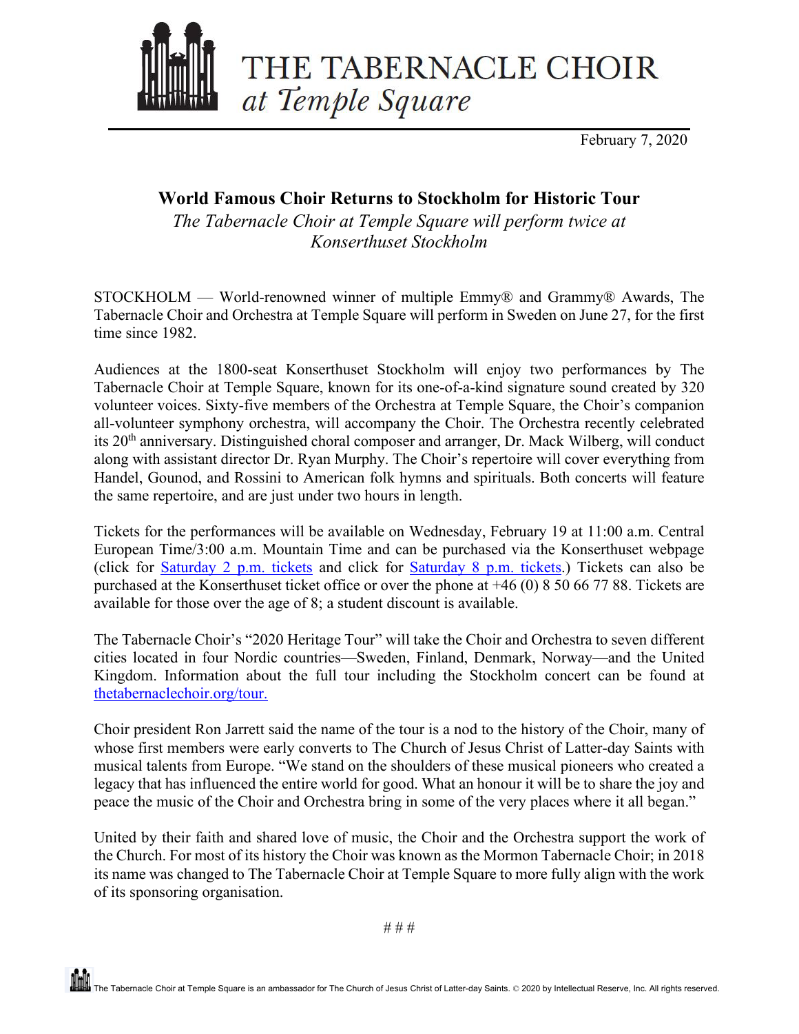THE TABERNACLE CHOIR *at Temple Square*

February 7, 2020

## World Famous Choir Returns to Stockholm for Historic Tour

*The Tabernacle Choir at Temple Square will perform twice at Konserthuset Stockholm*

STOCKHOLM — World-renowned winner of multiple Emmy® and Grammy® Awards, The Tabernacle Choir and Orchestra at Temple Square will perform in Sweden on June 27, for the first time since 1982.

Audiences at the 1800-seat Konserthuset Stockholm will enjoy two performances by The Tabernacle Choir at Temple Square, known for its one-of-a-kind signature sound created by 320 volunteer voices. Sixty-five members of the Orchestra at Temple Square, the Choir's companion all-volunteer symphony orchestra, will accompany the Choir. The Orchestra recently celebrated its 20th anniversary. Distinguished choral composer and arranger, Dr. Mack Wilberg, will conduct along with assistant director Dr. Ryan Murphy. The Choir's repertoire will cover everything from Handel, Gounod, and Rossini to American folk hymns and spirituals. Both concerts will feature the same repertoire, and are just under two hours in length.

Tickets for the performances will be available on Wednesday, February 19 at 11:00 a.m. Central European Time/3:00 a.m. Mountain Time and can be purchased via the Konserthuset webpage (click for Saturday 2 p.m. tickets and click for Saturday 8 p.m. tickets.) Tickets can also be purchased at the Konserthuset ticket office or over the phone at +46 (0) 8 50 66 77 88. Tickets are available for those over the age of 8; a student discount is available.

The Tabernacle Choir's "2020 Heritage Tour" will take the Choir and Orchestra to seven different cities located in four Nordic countries—Sweden, Finland, Denmark, Norway—and the United Kingdom. Information about the full tour including the Stockholm concert can be found at thetabernaclechoir.org/tour.

Choir president Ron Jarrett said the name of the tour is a nod to the history of the Choir, many of whose first members were early converts to The Church of Jesus Christ of Latter-day Saints with musical talents from Europe. "We stand on the shoulders of these musical pioneers who created a legacy that has influenced the entire world for good. What an honour it will be to share the joy and peace the music of the Choir and Orchestra bring in some of the very places where it all began."

United by their faith and shared love of music, the Choir and the Orchestra support the work of the Church. For most of its history the Choir was known as the Mormon Tabernacle Choir; in 2018 its name was changed to The Tabernacle Choir at Temple Square to more fully align with the work of its sponsoring organisation.

# # #

The Tabernacle Choir at Temple Square is an ambassador for The Church of Jesus Christ of Latter-day Saints. © 2020 by Intellectual Reserve, Inc. All rights reserved.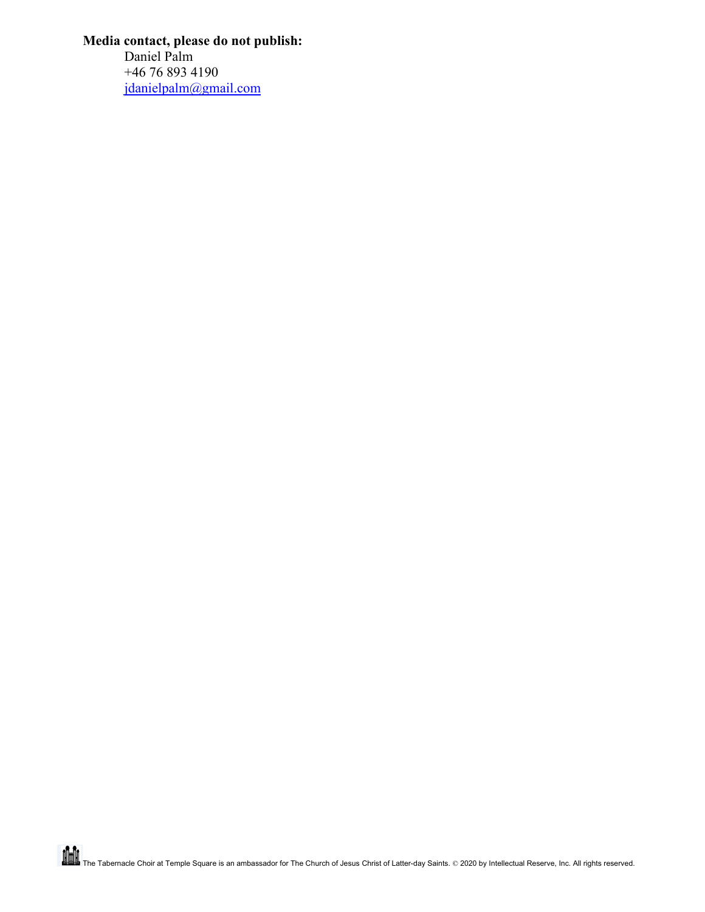**Media contact, please do not publish:**

Daniel Palm
+46 76 893 4190
jdanielpalm@gmail.com

The Tabernacle Choir at Temple Square is an ambassador for The Church of Jesus Christ of Latter-day Saints. © 2020 by Intellectual Reserve, Inc. All rights reserved.